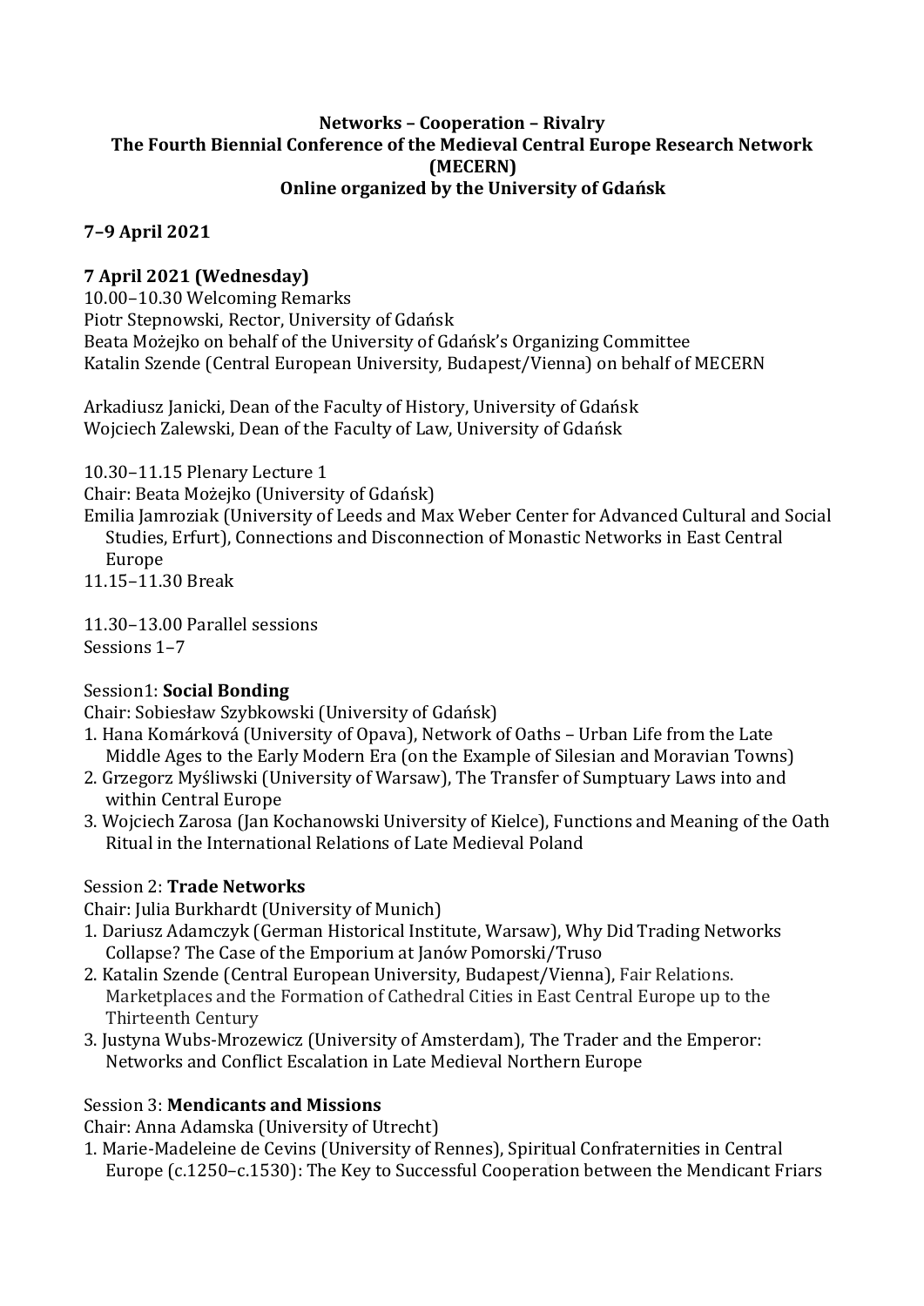**Networks – Cooperation – Rivalry**
**The Fourth Biennial Conference of the Medieval Central Europe Research Network (MECERN)**
**Online organized by the University of Gdańsk**

**7–9 April 2021**

**7 April 2021 (Wednesday)**

10.00–10.30 Welcoming Remarks
Piotr Stepnowski, Rector, University of Gdańsk
Beata Możejko on behalf of the University of Gdańsk's Organizing Committee
Katalin Szende (Central European University, Budapest/Vienna) on behalf of MECERN

Arkadiusz Janicki, Dean of the Faculty of History, University of Gdańsk
Wojciech Zalewski, Dean of the Faculty of Law, University of Gdańsk

10.30–11.15 Plenary Lecture 1
Chair: Beata Możejko (University of Gdańsk)
Emilia Jamroziak (University of Leeds and Max Weber Center for Advanced Cultural and Social Studies, Erfurt), Connections and Disconnection of Monastic Networks in East Central Europe
11.15–11.30 Break

11.30–13.00 Parallel sessions
Sessions 1–7

Session1: **Social Bonding**
Chair: Sobiesław Szybkowski (University of Gdańsk)
1. Hana Komárková (University of Opava), Network of Oaths – Urban Life from the Late Middle Ages to the Early Modern Era (on the Example of Silesian and Moravian Towns)
2. Grzegorz Myśliwski (University of Warsaw), The Transfer of Sumptuary Laws into and within Central Europe
3. Wojciech Zarosa (Jan Kochanowski University of Kielce), Functions and Meaning of the Oath Ritual in the International Relations of Late Medieval Poland

Session 2: **Trade Networks**
Chair: Julia Burkhardt (University of Munich)
1. Dariusz Adamczyk (German Historical Institute, Warsaw), Why Did Trading Networks Collapse? The Case of the Emporium at Janów Pomorski/Truso
2. Katalin Szende (Central European University, Budapest/Vienna), Fair Relations. Marketplaces and the Formation of Cathedral Cities in East Central Europe up to the Thirteenth Century
3. Justyna Wubs-Mrozewicz (University of Amsterdam), The Trader and the Emperor: Networks and Conflict Escalation in Late Medieval Northern Europe

Session 3: **Mendicants and Missions**
Chair: Anna Adamska (University of Utrecht)
1. Marie-Madeleine de Cevins (University of Rennes), Spiritual Confraternities in Central Europe (c.1250–c.1530): The Key to Successful Cooperation between the Mendicant Friars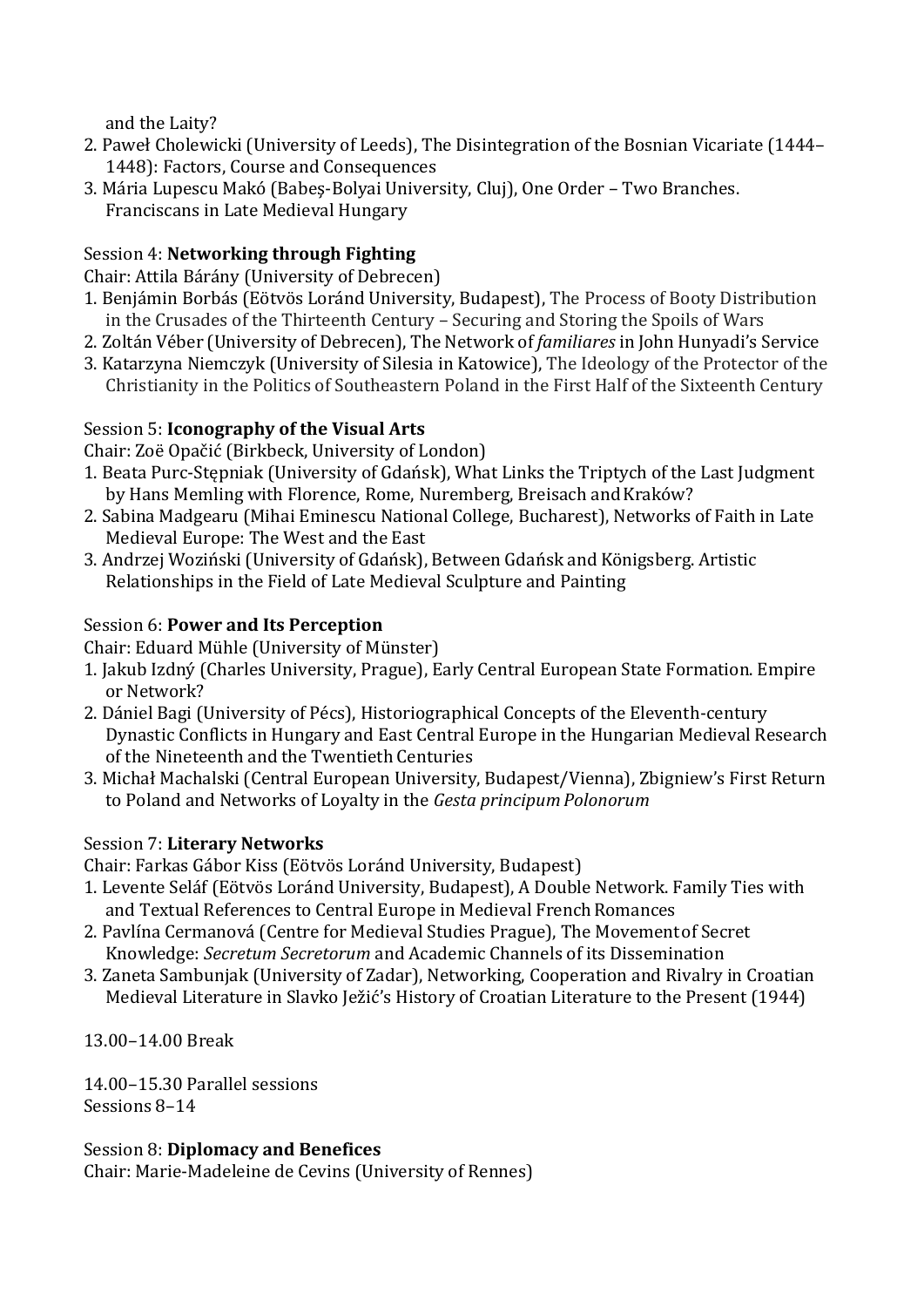and the Laity?

2. Paweł Cholewicki (University of Leeds), The Disintegration of the Bosnian Vicariate (1444–1448): Factors, Course and Consequences
3. Mária Lupescu Makó (Babeş-Bolyai University, Cluj), One Order – Two Branches. Franciscans in Late Medieval Hungary

Session 4: **Networking through Fighting**

Chair: Attila Bárány (University of Debrecen)

1. Benjámin Borbás (Eötvös Loránd University, Budapest), The Process of Booty Distribution in the Crusades of the Thirteenth Century – Securing and Storing the Spoils of Wars
2. Zoltán Véber (University of Debrecen), The Network of *familiares* in John Hunyadi's Service
3. Katarzyna Niemczyk (University of Silesia in Katowice), The Ideology of the Protector of the Christianity in the Politics of Southeastern Poland in the First Half of the Sixteenth Century

Session 5: **Iconography of the Visual Arts**

Chair: Zoë Opačić (Birkbeck, University of London)

1. Beata Purc-Stępniak (University of Gdańsk), What Links the Triptych of the Last Judgment by Hans Memling with Florence, Rome, Nuremberg, Breisach and Kraków?
2. Sabina Madgearu (Mihai Eminescu National College, Bucharest), Networks of Faith in Late Medieval Europe: The West and the East
3. Andrzej Woziński (University of Gdańsk), Between Gdańsk and Königsberg. Artistic Relationships in the Field of Late Medieval Sculpture and Painting

Session 6: **Power and Its Perception**

Chair: Eduard Mühle (University of Münster)

1. Jakub Izdný (Charles University, Prague), Early Central European State Formation. Empire or Network?
2. Dániel Bagi (University of Pécs), Historiographical Concepts of the Eleventh-century Dynastic Conflicts in Hungary and East Central Europe in the Hungarian Medieval Research of the Nineteenth and the Twentieth Centuries
3. Michał Machalski (Central European University, Budapest/Vienna), Zbigniew's First Return to Poland and Networks of Loyalty in the *Gesta principum Polonorum*

Session 7: **Literary Networks**

Chair: Farkas Gábor Kiss (Eötvös Loránd University, Budapest)

1. Levente Seláf (Eötvös Loránd University, Budapest), A Double Network. Family Ties with and Textual References to Central Europe in Medieval French Romances
2. Pavlína Cermanová (Centre for Medieval Studies Prague), The Movement of Secret Knowledge: *Secretum Secretorum* and Academic Channels of its Dissemination
3. Zaneta Sambunjak (University of Zadar), Networking, Cooperation and Rivalry in Croatian Medieval Literature in Slavko Ježić's History of Croatian Literature to the Present (1944)

13.00–14.00 Break

14.00–15.30 Parallel sessions
Sessions 8–14

Session 8: **Diplomacy and Benefices**

Chair: Marie-Madeleine de Cevins (University of Rennes)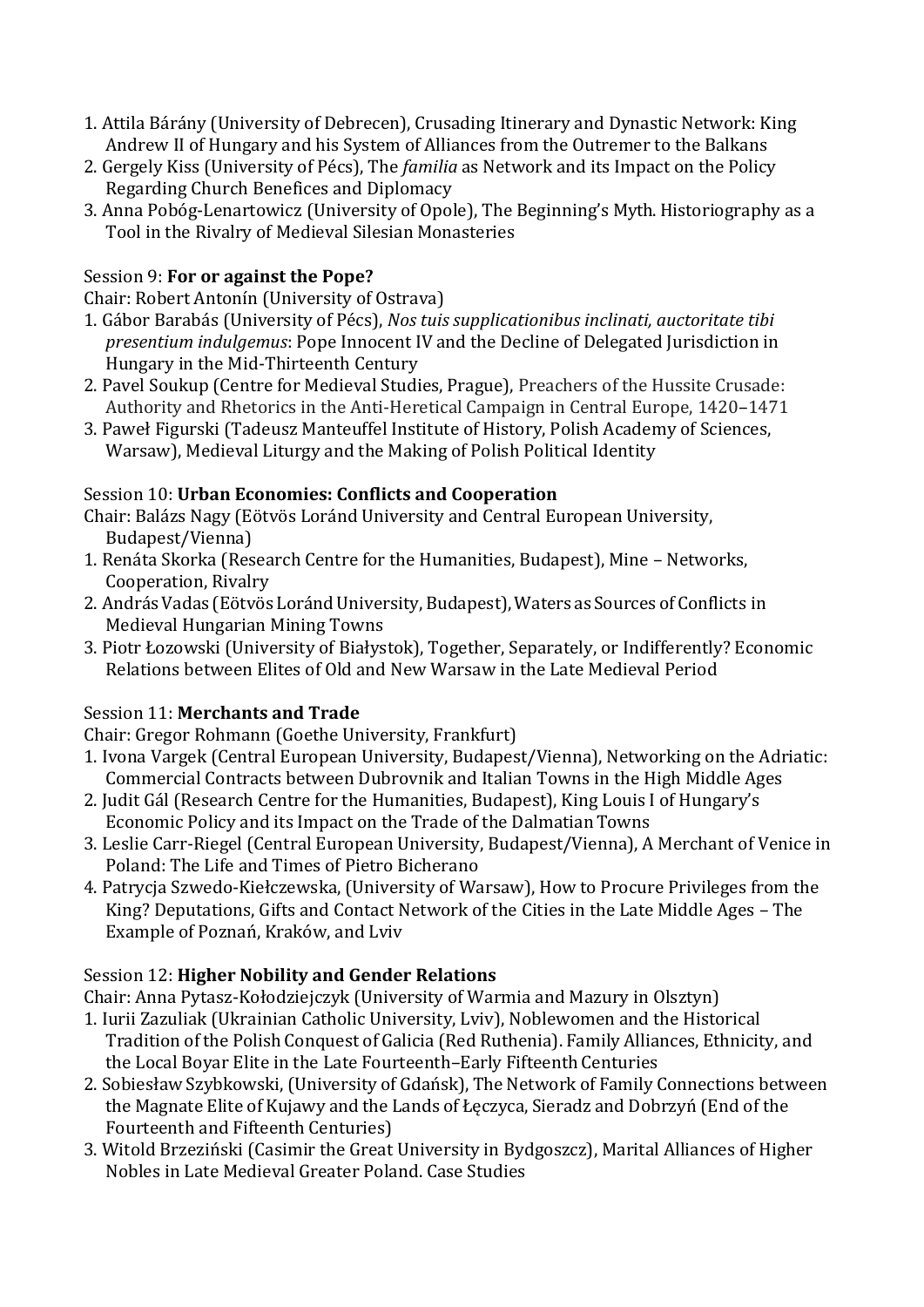1. Attila Bárány (University of Debrecen), Crusading Itinerary and Dynastic Network: King Andrew II of Hungary and his System of Alliances from the Outremer to the Balkans
2. Gergely Kiss (University of Pécs), The *familia* as Network and its Impact on the Policy Regarding Church Benefices and Diplomacy
3. Anna Pobóg-Lenartowicz (University of Opole), The Beginning's Myth. Historiography as a Tool in the Rivalry of Medieval Silesian Monasteries

Session 9: **For or against the Pope?**

Chair: Robert Antonín (University of Ostrava)

1. Gábor Barabás (University of Pécs), *Nos tuis supplicationibus inclinati, auctoritate tibi presentium indulgemus*: Pope Innocent IV and the Decline of Delegated Jurisdiction in Hungary in the Mid-Thirteenth Century
2. Pavel Soukup (Centre for Medieval Studies, Prague), Preachers of the Hussite Crusade: Authority and Rhetorics in the Anti-Heretical Campaign in Central Europe, 1420–1471
3. Paweł Figurski (Tadeusz Manteuffel Institute of History, Polish Academy of Sciences, Warsaw), Medieval Liturgy and the Making of Polish Political Identity

Session 10: **Urban Economies: Conflicts and Cooperation**

Chair: Balázs Nagy (Eötvös Loránd University and Central European University, Budapest/Vienna)

1. Renáta Skorka (Research Centre for the Humanities, Budapest), Mine – Networks, Cooperation, Rivalry
2. András Vadas (Eötvös Loránd University, Budapest), Waters as Sources of Conflicts in Medieval Hungarian Mining Towns
3. Piotr Łozowski (University of Białystok), Together, Separately, or Indifferently? Economic Relations between Elites of Old and New Warsaw in the Late Medieval Period

Session 11: **Merchants and Trade**

Chair: Gregor Rohmann (Goethe University, Frankfurt)

1. Ivona Vargek (Central European University, Budapest/Vienna), Networking on the Adriatic: Commercial Contracts between Dubrovnik and Italian Towns in the High Middle Ages
2. Judit Gál (Research Centre for the Humanities, Budapest), King Louis I of Hungary's Economic Policy and its Impact on the Trade of the Dalmatian Towns
3. Leslie Carr-Riegel (Central European University, Budapest/Vienna), A Merchant of Venice in Poland: The Life and Times of Pietro Bicherano
4. Patrycja Szwedo-Kiełczewska, (University of Warsaw), How to Procure Privileges from the King? Deputations, Gifts and Contact Network of the Cities in the Late Middle Ages – The Example of Poznań, Kraków, and Lviv

Session 12: **Higher Nobility and Gender Relations**

Chair: Anna Pytasz-Kołodziejczyk (University of Warmia and Mazury in Olsztyn)

1. Iurii Zazuliak (Ukrainian Catholic University, Lviv), Noblewomen and the Historical Tradition of the Polish Conquest of Galicia (Red Ruthenia). Family Alliances, Ethnicity, and the Local Boyar Elite in the Late Fourteenth–Early Fifteenth Centuries
2. Sobiesław Szybkowski, (University of Gdańsk), The Network of Family Connections between the Magnate Elite of Kujawy and the Lands of Łęczyca, Sieradz and Dobrzyń (End of the Fourteenth and Fifteenth Centuries)
3. Witold Brzeziński (Casimir the Great University in Bydgoszcz), Marital Alliances of Higher Nobles in Late Medieval Greater Poland. Case Studies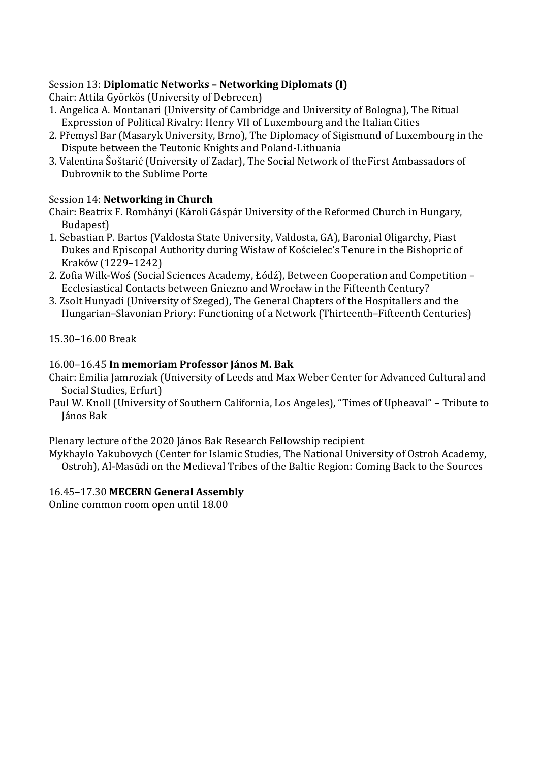Session 13: **Diplomatic Networks – Networking Diplomats (I)**

Chair: Attila Györkös (University of Debrecen)

1. Angelica A. Montanari (University of Cambridge and University of Bologna), The Ritual Expression of Political Rivalry: Henry VII of Luxembourg and the Italian Cities
2. Přemysl Bar (Masaryk University, Brno), The Diplomacy of Sigismund of Luxembourg in the Dispute between the Teutonic Knights and Poland-Lithuania
3. Valentina Šoštarić (University of Zadar), The Social Network of the First Ambassadors of Dubrovnik to the Sublime Porte

Session 14: **Networking in Church**

Chair: Beatrix F. Romhányi (Károli Gáspár University of the Reformed Church in Hungary, Budapest)

1. Sebastian P. Bartos (Valdosta State University, Valdosta, GA), Baronial Oligarchy, Piast Dukes and Episcopal Authority during Wisław of Kościelec's Tenure in the Bishopric of Kraków (1229–1242)
2. Zofia Wilk-Woś (Social Sciences Academy, Łódź), Between Cooperation and Competition – Ecclesiastical Contacts between Gniezno and Wrocław in the Fifteenth Century?
3. Zsolt Hunyadi (University of Szeged), The General Chapters of the Hospitallers and the Hungarian–Slavonian Priory: Functioning of a Network (Thirteenth–Fifteenth Centuries)

15.30–16.00 Break

16.00–16.45 **In memoriam Professor János M. Bak**

Chair: Emilia Jamroziak (University of Leeds and Max Weber Center for Advanced Cultural and Social Studies, Erfurt)

Paul W. Knoll (University of Southern California, Los Angeles), "Times of Upheaval" – Tribute to János Bak

Plenary lecture of the 2020 János Bak Research Fellowship recipient

Mykhaylo Yakubovych (Center for Islamic Studies, The National University of Ostroh Academy, Ostroh), Al-Masūdi on the Medieval Tribes of the Baltic Region: Coming Back to the Sources

16.45–17.30 **MECERN General Assembly**

Online common room open until 18.00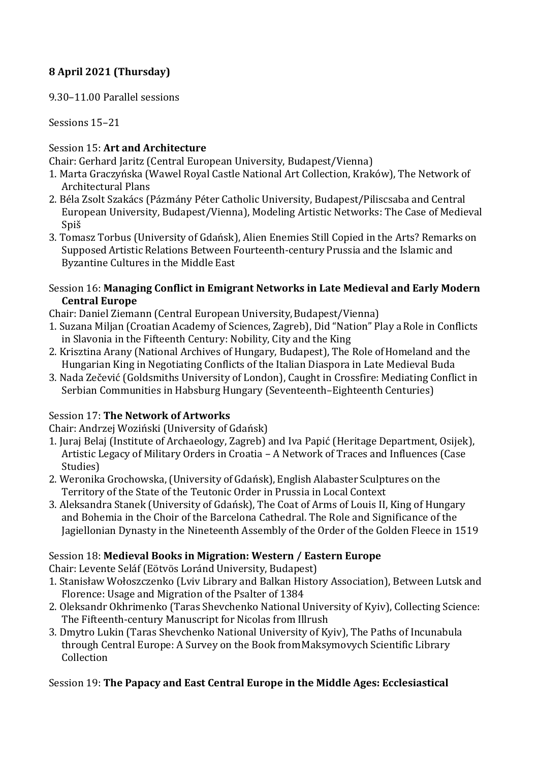**8 April 2021 (Thursday)**

9.30–11.00 Parallel sessions

Sessions 15–21

Session 15: **Art and Architecture**

Chair: Gerhard Jaritz (Central European University, Budapest/Vienna)

1. Marta Graczyńska (Wawel Royal Castle National Art Collection, Kraków), The Network of Architectural Plans
2. Béla Zsolt Szakács (Pázmány Péter Catholic University, Budapest/Piliscsaba and Central European University, Budapest/Vienna), Modeling Artistic Networks: The Case of Medieval Spiš
3. Tomasz Torbus (University of Gdańsk), Alien Enemies Still Copied in the Arts? Remarks on Supposed Artistic Relations Between Fourteenth-century Prussia and the Islamic and Byzantine Cultures in the Middle East

Session 16: **Managing Conflict in Emigrant Networks in Late Medieval and Early Modern Central Europe**

Chair: Daniel Ziemann (Central European University, Budapest/Vienna)

1. Suzana Miljan (Croatian Academy of Sciences, Zagreb), Did "Nation" Play a Role in Conflicts in Slavonia in the Fifteenth Century: Nobility, City and the King
2. Krisztina Arany (National Archives of Hungary, Budapest), The Role of Homeland and the Hungarian King in Negotiating Conflicts of the Italian Diaspora in Late Medieval Buda
3. Nada Zečević (Goldsmiths University of London), Caught in Crossfire: Mediating Conflict in Serbian Communities in Habsburg Hungary (Seventeenth–Eighteenth Centuries)

Session 17: **The Network of Artworks**

Chair: Andrzej Woziński (University of Gdańsk)

1. Juraj Belaj (Institute of Archaeology, Zagreb) and Iva Papić (Heritage Department, Osijek), Artistic Legacy of Military Orders in Croatia – A Network of Traces and Influences (Case Studies)
2. Weronika Grochowska, (University of Gdańsk), English Alabaster Sculptures on the Territory of the State of the Teutonic Order in Prussia in Local Context
3. Aleksandra Stanek (University of Gdańsk), The Coat of Arms of Louis II, King of Hungary and Bohemia in the Choir of the Barcelona Cathedral. The Role and Significance of the Jagiellonian Dynasty in the Nineteenth Assembly of the Order of the Golden Fleece in 1519

Session 18: **Medieval Books in Migration: Western / Eastern Europe**

Chair: Levente Seláf (Eötvös Loránd University, Budapest)

1. Stanisław Wołoszczenko (Lviv Library and Balkan History Association), Between Lutsk and Florence: Usage and Migration of the Psalter of 1384
2. Oleksandr Okhrimenko (Taras Shevchenko National University of Kyiv), Collecting Science: The Fifteenth-century Manuscript for Nicolas from Illrush
3. Dmytro Lukin (Taras Shevchenko National University of Kyiv), The Paths of Incunabula through Central Europe: A Survey on the Book from Maksymovych Scientific Library Collection

Session 19: **The Papacy and East Central Europe in the Middle Ages: Ecclesiastical**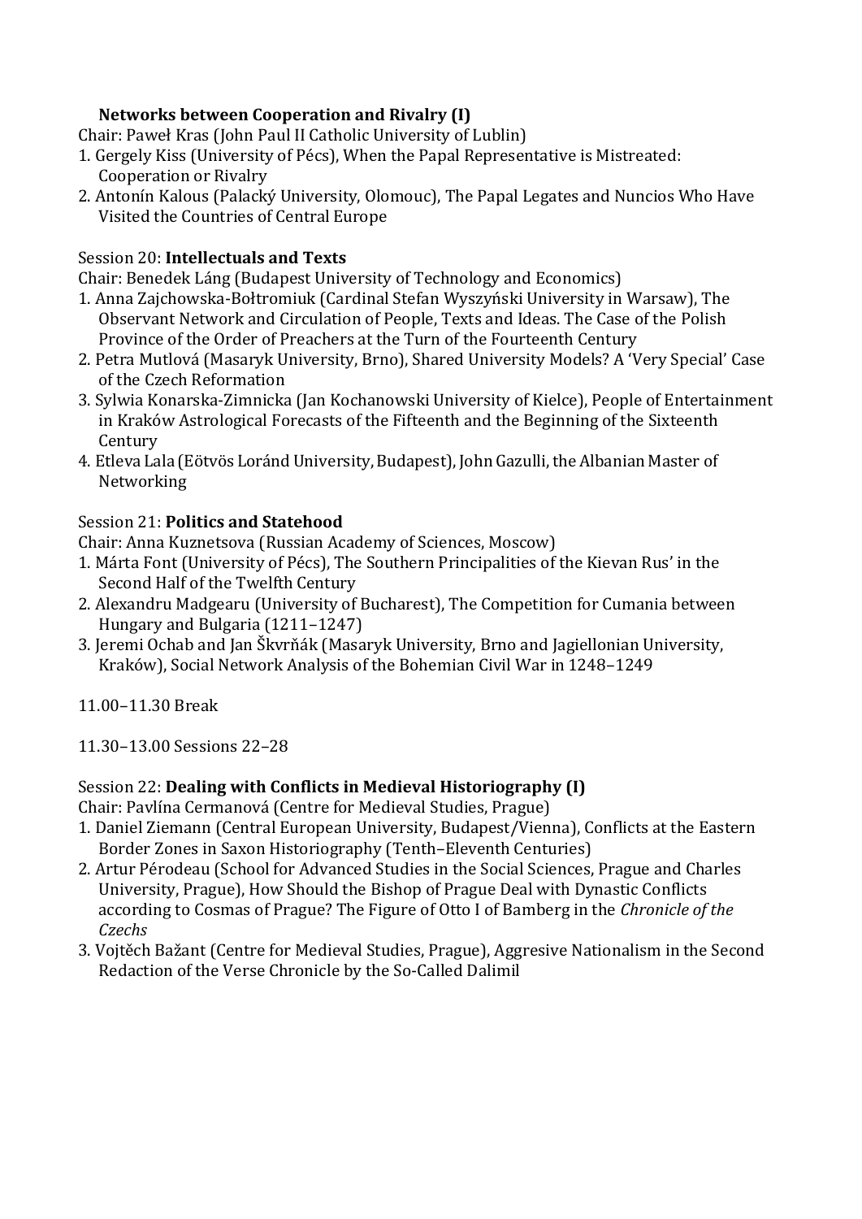**Networks between Cooperation and Rivalry (I)**

Chair: Paweł Kras (John Paul II Catholic University of Lublin)

1. Gergely Kiss (University of Pécs), When the Papal Representative is Mistreated: Cooperation or Rivalry
2. Antonín Kalous (Palacký University, Olomouc), The Papal Legates and Nuncios Who Have Visited the Countries of Central Europe

Session 20: **Intellectuals and Texts**

Chair: Benedek Láng (Budapest University of Technology and Economics)

1. Anna Zajchowska-Bołtromiuk (Cardinal Stefan Wyszyński University in Warsaw), The Observant Network and Circulation of People, Texts and Ideas. The Case of the Polish Province of the Order of Preachers at the Turn of the Fourteenth Century
2. Petra Mutlová (Masaryk University, Brno), Shared University Models? A 'Very Special' Case of the Czech Reformation
3. Sylwia Konarska-Zimnicka (Jan Kochanowski University of Kielce), People of Entertainment in Kraków Astrological Forecasts of the Fifteenth and the Beginning of the Sixteenth Century
4. Etleva Lala (Eötvös Loránd University, Budapest), John Gazulli, the Albanian Master of Networking

Session 21: **Politics and Statehood**

Chair: Anna Kuznetsova (Russian Academy of Sciences, Moscow)

1. Márta Font (University of Pécs), The Southern Principalities of the Kievan Rus' in the Second Half of the Twelfth Century
2. Alexandru Madgearu (University of Bucharest), The Competition for Cumania between Hungary and Bulgaria (1211–1247)
3. Jeremi Ochab and Jan Škvrňák (Masaryk University, Brno and Jagiellonian University, Kraków), Social Network Analysis of the Bohemian Civil War in 1248–1249

11.00–11.30 Break

11.30–13.00 Sessions 22–28

Session 22: **Dealing with Conflicts in Medieval Historiography (I)**

Chair: Pavlína Cermanová (Centre for Medieval Studies, Prague)

1. Daniel Ziemann (Central European University, Budapest/Vienna), Conflicts at the Eastern Border Zones in Saxon Historiography (Tenth–Eleventh Centuries)
2. Artur Pérodeau (School for Advanced Studies in the Social Sciences, Prague and Charles University, Prague), How Should the Bishop of Prague Deal with Dynastic Conflicts according to Cosmas of Prague? The Figure of Otto I of Bamberg in the *Chronicle of the Czechs*
3. Vojtěch Bažant (Centre for Medieval Studies, Prague), Aggresive Nationalism in the Second Redaction of the Verse Chronicle by the So-Called Dalimil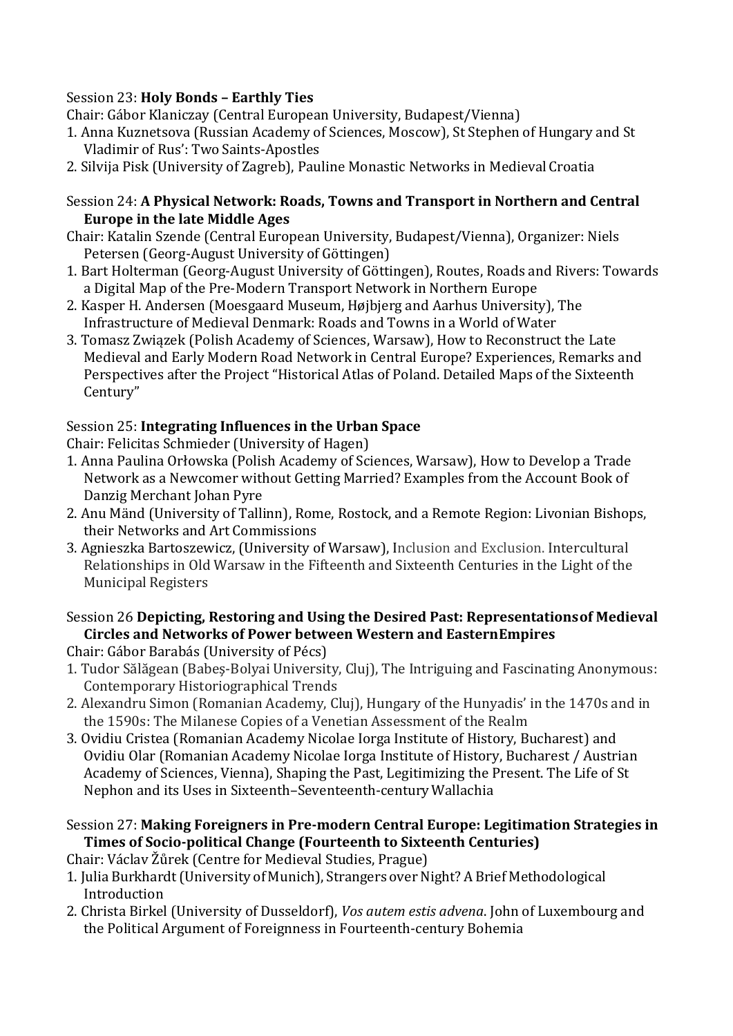Session 23: **Holy Bonds – Earthly Ties**

Chair: Gábor Klaniczay (Central European University, Budapest/Vienna)

1. Anna Kuznetsova (Russian Academy of Sciences, Moscow), St Stephen of Hungary and St Vladimir of Rus': Two Saints-Apostles
2. Silvija Pisk (University of Zagreb), Pauline Monastic Networks in Medieval Croatia

Session 24: **A Physical Network: Roads, Towns and Transport in Northern and Central Europe in the late Middle Ages**

Chair: Katalin Szende (Central European University, Budapest/Vienna), Organizer: Niels Petersen (Georg-August University of Göttingen)

1. Bart Holterman (Georg-August University of Göttingen), Routes, Roads and Rivers: Towards a Digital Map of the Pre-Modern Transport Network in Northern Europe
2. Kasper H. Andersen (Moesgaard Museum, Højbjerg and Aarhus University), The Infrastructure of Medieval Denmark: Roads and Towns in a World of Water
3. Tomasz Związek (Polish Academy of Sciences, Warsaw), How to Reconstruct the Late Medieval and Early Modern Road Network in Central Europe? Experiences, Remarks and Perspectives after the Project "Historical Atlas of Poland. Detailed Maps of the Sixteenth Century"

Session 25: **Integrating Influences in the Urban Space**

Chair: Felicitas Schmieder (University of Hagen)

1. Anna Paulina Orłowska (Polish Academy of Sciences, Warsaw), How to Develop a Trade Network as a Newcomer without Getting Married? Examples from the Account Book of Danzig Merchant Johan Pyre
2. Anu Mänd (University of Tallinn), Rome, Rostock, and a Remote Region: Livonian Bishops, their Networks and Art Commissions
3. Agnieszka Bartoszewicz, (University of Warsaw), Inclusion and Exclusion. Intercultural Relationships in Old Warsaw in the Fifteenth and Sixteenth Centuries in the Light of the Municipal Registers

Session 26 **Depicting, Restoring and Using the Desired Past: Representations of Medieval Circles and Networks of Power between Western and Eastern Empires**

Chair: Gábor Barabás (University of Pécs)

1. Tudor Sălăgean (Babeș-Bolyai University, Cluj), The Intriguing and Fascinating Anonymous: Contemporary Historiographical Trends
2. Alexandru Simon (Romanian Academy, Cluj), Hungary of the Hunyadis' in the 1470s and in the 1590s: The Milanese Copies of a Venetian Assessment of the Realm
3. Ovidiu Cristea (Romanian Academy Nicolae Iorga Institute of History, Bucharest) and Ovidiu Olar (Romanian Academy Nicolae Iorga Institute of History, Bucharest / Austrian Academy of Sciences, Vienna), Shaping the Past, Legitimizing the Present. The Life of St Nephon and its Uses in Sixteenth–Seventeenth-century Wallachia

Session 27: **Making Foreigners in Pre-modern Central Europe: Legitimation Strategies in Times of Socio-political Change (Fourteenth to Sixteenth Centuries)**

Chair: Václav Žůrek (Centre for Medieval Studies, Prague)

1. Julia Burkhardt (University of Munich), Strangers over Night? A Brief Methodological Introduction
2. Christa Birkel (University of Dusseldorf), *Vos autem estis advena*. John of Luxembourg and the Political Argument of Foreignness in Fourteenth-century Bohemia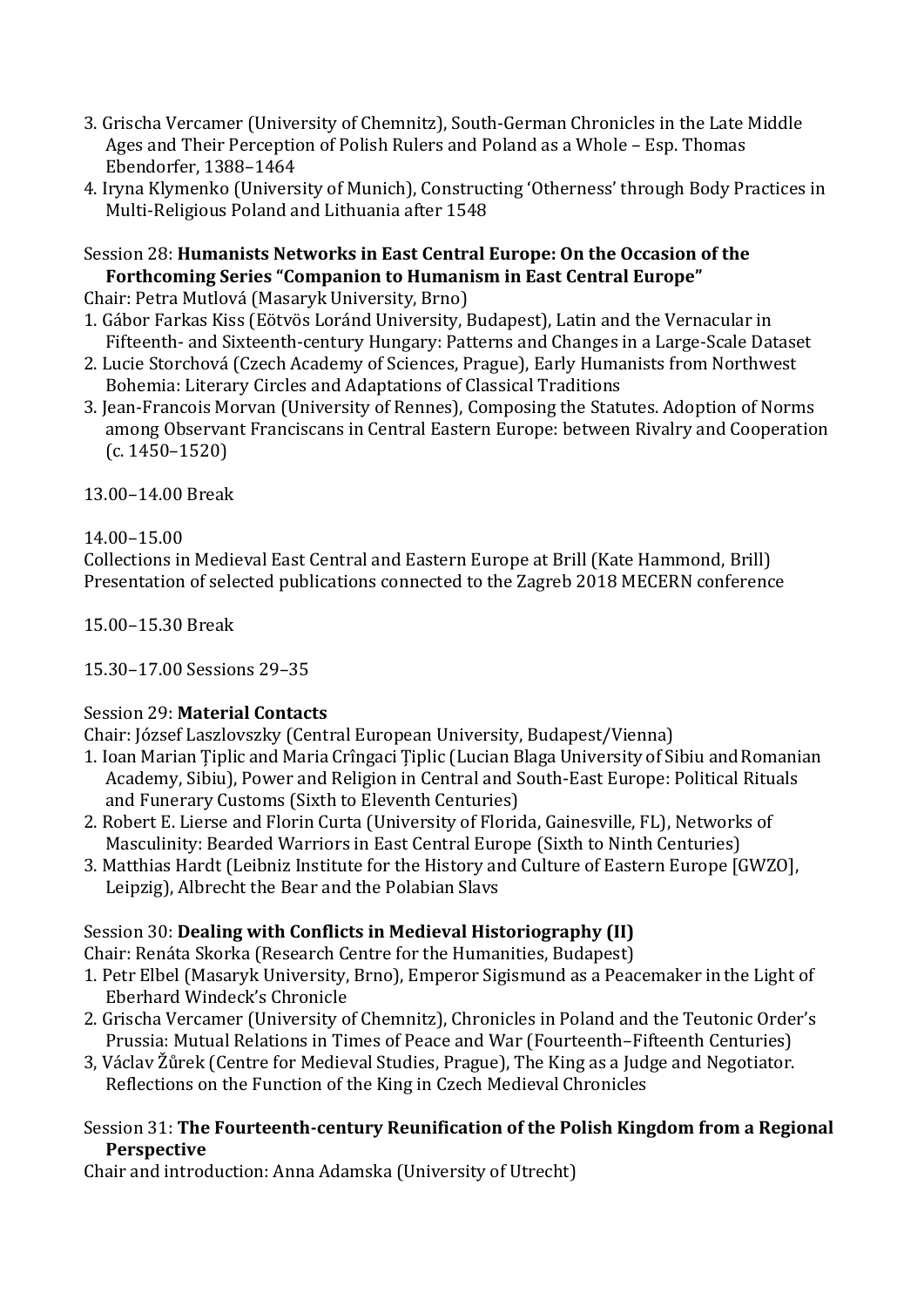3. Grischa Vercamer (University of Chemnitz), South-German Chronicles in the Late Middle Ages and Their Perception of Polish Rulers and Poland as a Whole – Esp. Thomas Ebendorfer, 1388–1464
4. Iryna Klymenko (University of Munich), Constructing 'Otherness' through Body Practices in Multi-Religious Poland and Lithuania after 1548

Session 28: **Humanists Networks in East Central Europe: On the Occasion of the Forthcoming Series "Companion to Humanism in East Central Europe"**

Chair: Petra Mutlová (Masaryk University, Brno)

1. Gábor Farkas Kiss (Eötvös Loránd University, Budapest), Latin and the Vernacular in Fifteenth- and Sixteenth-century Hungary: Patterns and Changes in a Large-Scale Dataset
2. Lucie Storchová (Czech Academy of Sciences, Prague), Early Humanists from Northwest Bohemia: Literary Circles and Adaptations of Classical Traditions
3. Jean-Francois Morvan (University of Rennes), Composing the Statutes. Adoption of Norms among Observant Franciscans in Central Eastern Europe: between Rivalry and Cooperation (c. 1450–1520)

13.00–14.00 Break

14.00–15.00

Collections in Medieval East Central and Eastern Europe at Brill (Kate Hammond, Brill) Presentation of selected publications connected to the Zagreb 2018 MECERN conference

15.00–15.30 Break

15.30–17.00 Sessions 29–35

Session 29: **Material Contacts**

Chair: József Laszlovszky (Central European University, Budapest/Vienna)

1. Ioan Marian Țiplic and Maria Crîngaci Țiplic (Lucian Blaga University of Sibiu and Romanian Academy, Sibiu), Power and Religion in Central and South-East Europe: Political Rituals and Funerary Customs (Sixth to Eleventh Centuries)
2. Robert E. Lierse and Florin Curta (University of Florida, Gainesville, FL), Networks of Masculinity: Bearded Warriors in East Central Europe (Sixth to Ninth Centuries)
3. Matthias Hardt (Leibniz Institute for the History and Culture of Eastern Europe [GWZO], Leipzig), Albrecht the Bear and the Polabian Slavs

Session 30: **Dealing with Conflicts in Medieval Historiography (II)**

Chair: Renáta Skorka (Research Centre for the Humanities, Budapest)

1. Petr Elbel (Masaryk University, Brno), Emperor Sigismund as a Peacemaker in the Light of Eberhard Windeck's Chronicle
2. Grischa Vercamer (University of Chemnitz), Chronicles in Poland and the Teutonic Order's Prussia: Mutual Relations in Times of Peace and War (Fourteenth–Fifteenth Centuries)

3, Václav Žůrek (Centre for Medieval Studies, Prague), The King as a Judge and Negotiator. Reflections on the Function of the King in Czech Medieval Chronicles

Session 31: **The Fourteenth-century Reunification of the Polish Kingdom from a Regional Perspective**

Chair and introduction: Anna Adamska (University of Utrecht)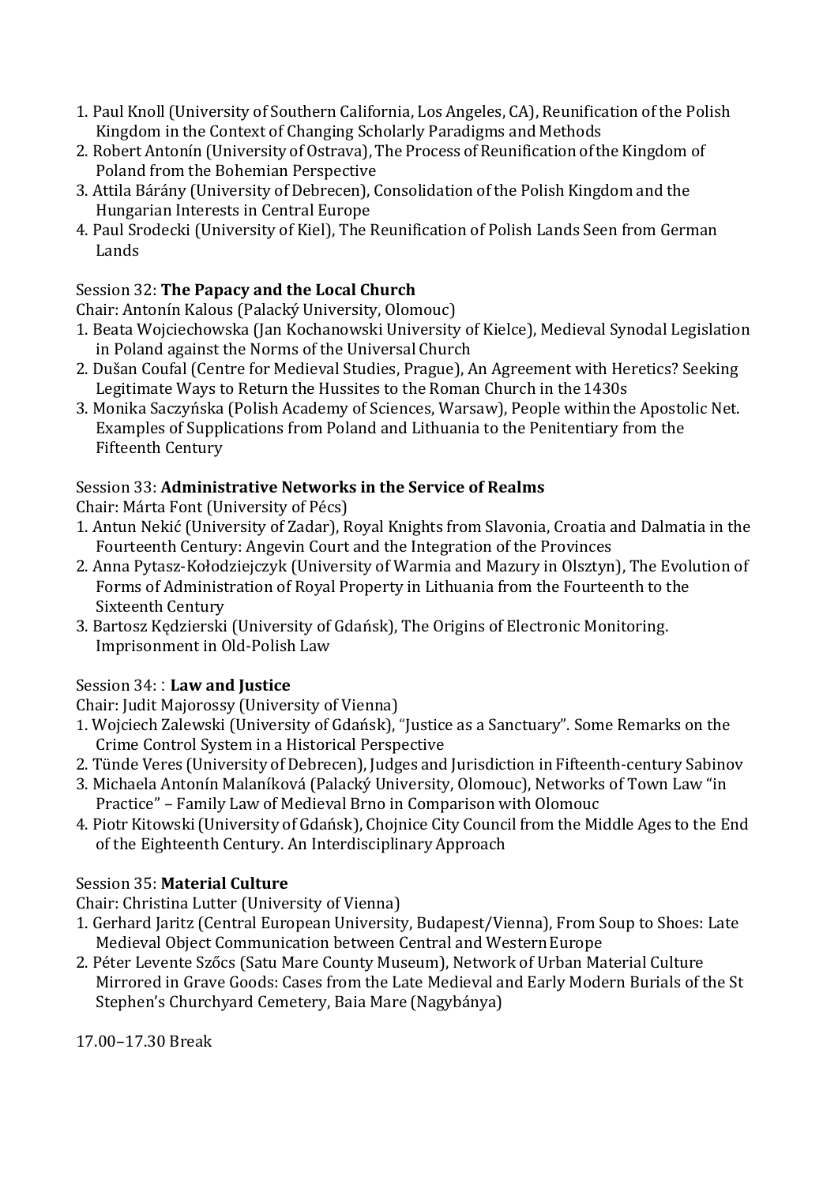1. Paul Knoll (University of Southern California, Los Angeles, CA), Reunification of the Polish Kingdom in the Context of Changing Scholarly Paradigms and Methods
2. Robert Antonín (University of Ostrava), The Process of Reunification of the Kingdom of Poland from the Bohemian Perspective
3. Attila Bárány (University of Debrecen), Consolidation of the Polish Kingdom and the Hungarian Interests in Central Europe
4. Paul Srodecki (University of Kiel), The Reunification of Polish Lands Seen from German Lands

Session 32: **The Papacy and the Local Church**

Chair: Antonín Kalous (Palacký University, Olomouc)

1. Beata Wojciechowska (Jan Kochanowski University of Kielce), Medieval Synodal Legislation in Poland against the Norms of the Universal Church
2. Dušan Coufal (Centre for Medieval Studies, Prague), An Agreement with Heretics? Seeking Legitimate Ways to Return the Hussites to the Roman Church in the 1430s
3. Monika Saczyńska (Polish Academy of Sciences, Warsaw), People within the Apostolic Net. Examples of Supplications from Poland and Lithuania to the Penitentiary from the Fifteenth Century

Session 33: **Administrative Networks in the Service of Realms**

Chair: Márta Font (University of Pécs)

1. Antun Nekić (University of Zadar), Royal Knights from Slavonia, Croatia and Dalmatia in the Fourteenth Century: Angevin Court and the Integration of the Provinces
2. Anna Pytasz-Kołodziejczyk (University of Warmia and Mazury in Olsztyn), The Evolution of Forms of Administration of Royal Property in Lithuania from the Fourteenth to the Sixteenth Century
3. Bartosz Kędzierski (University of Gdańsk), The Origins of Electronic Monitoring. Imprisonment in Old-Polish Law

Session 34: : **Law and Justice**

Chair: Judit Majorossy (University of Vienna)

1. Wojciech Zalewski (University of Gdańsk), "Justice as a Sanctuary". Some Remarks on the Crime Control System in a Historical Perspective
2. Tünde Veres (University of Debrecen), Judges and Jurisdiction in Fifteenth-century Sabinov
3. Michaela Antonín Malaníková (Palacký University, Olomouc), Networks of Town Law "in Practice" – Family Law of Medieval Brno in Comparison with Olomouc
4. Piotr Kitowski (University of Gdańsk), Chojnice City Council from the Middle Ages to the End of the Eighteenth Century. An Interdisciplinary Approach

Session 35: **Material Culture**

Chair: Christina Lutter (University of Vienna)

1. Gerhard Jaritz (Central European University, Budapest/Vienna), From Soup to Shoes: Late Medieval Object Communication between Central and Western Europe
2. Péter Levente Szőcs (Satu Mare County Museum), Network of Urban Material Culture Mirrored in Grave Goods: Cases from the Late Medieval and Early Modern Burials of the St Stephen's Churchyard Cemetery, Baia Mare (Nagybánya)

17.00–17.30 Break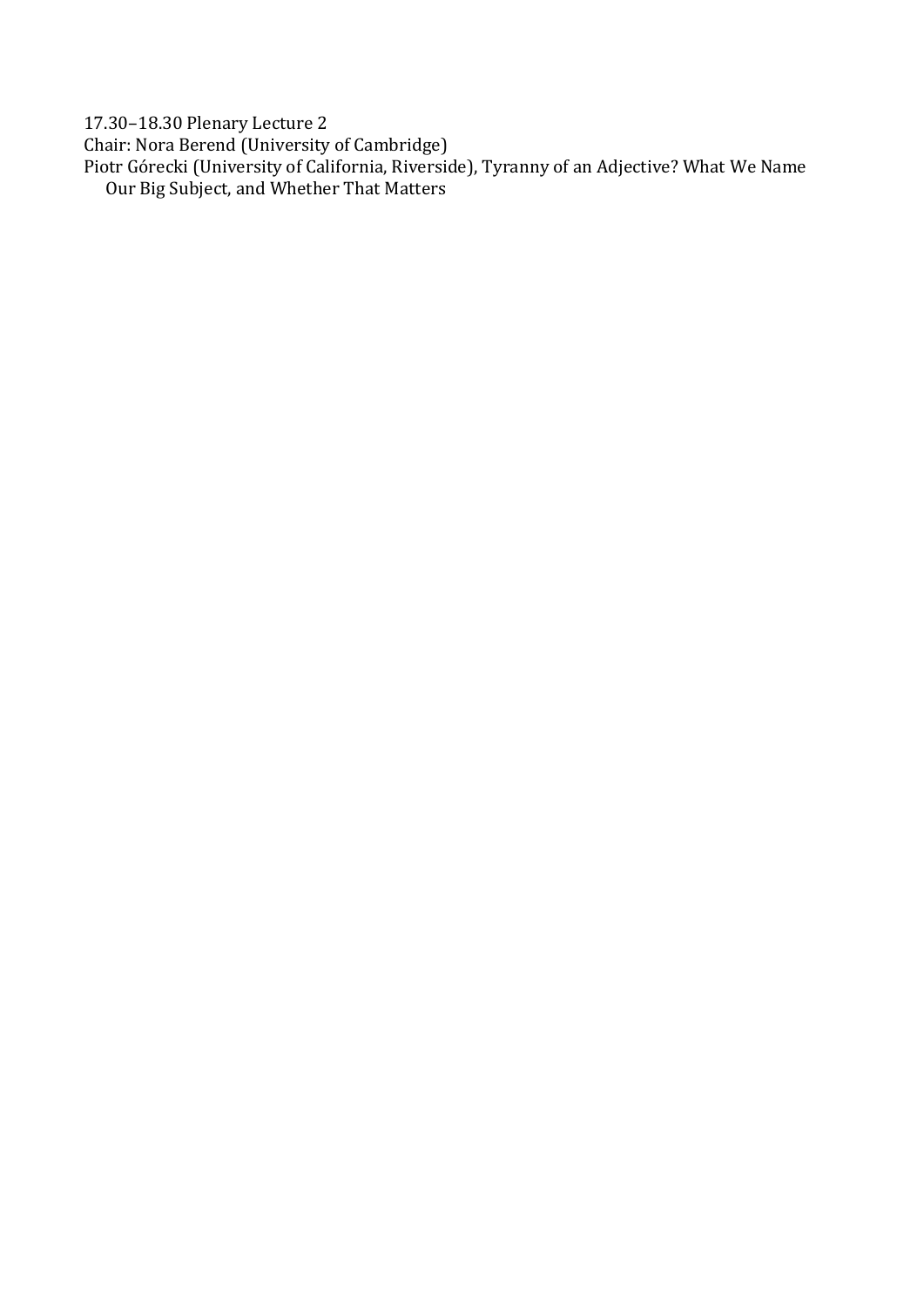17.30–18.30 Plenary Lecture 2

Chair: Nora Berend (University of Cambridge)

Piotr Górecki (University of California, Riverside), Tyranny of an Adjective? What We Name Our Big Subject, and Whether That Matters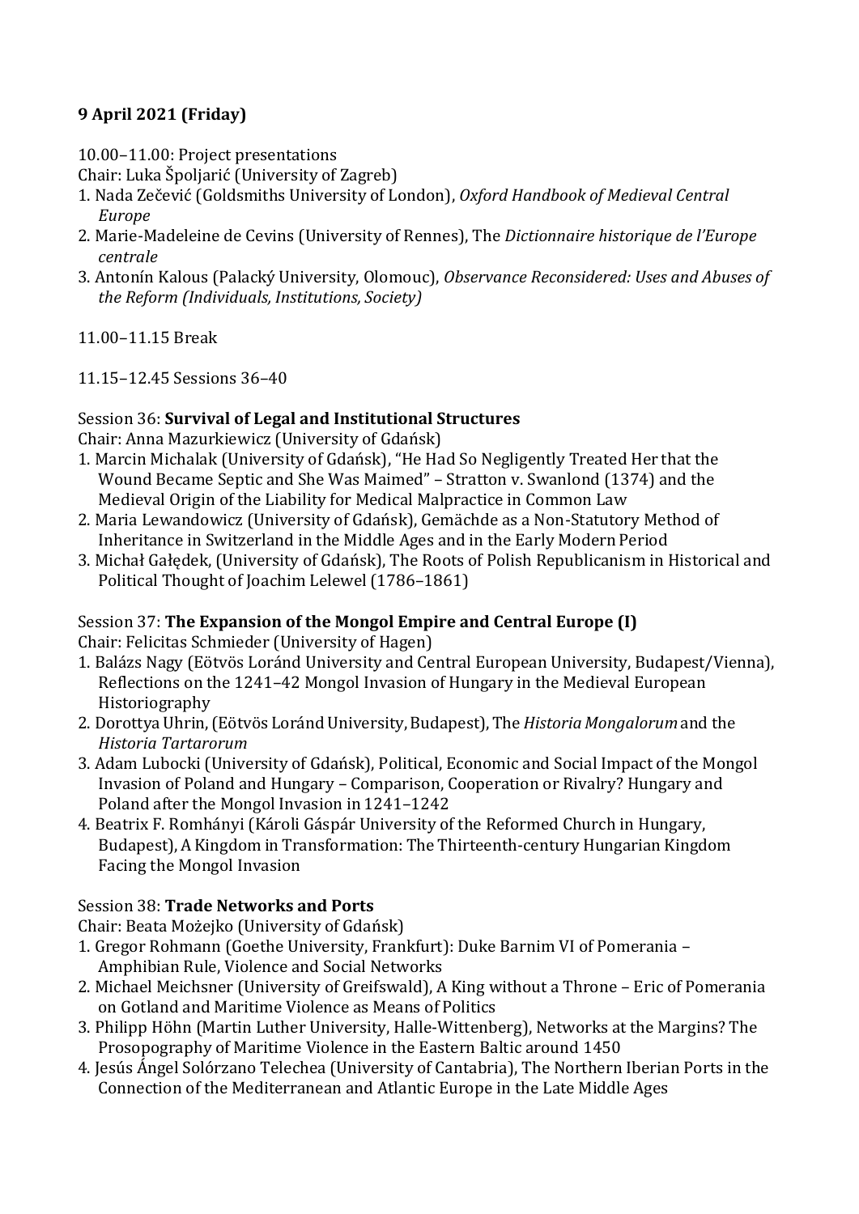**9 April 2021 (Friday)**

10.00–11.00: Project presentations

Chair: Luka Špoljarić (University of Zagreb)

1. Nada Zečević (Goldsmiths University of London), *Oxford Handbook of Medieval Central Europe*
2. Marie-Madeleine de Cevins (University of Rennes), The *Dictionnaire historique de l'Europe centrale*
3. Antonín Kalous (Palacký University, Olomouc), *Observance Reconsidered: Uses and Abuses of the Reform (Individuals, Institutions, Society)*

11.00–11.15 Break

11.15–12.45 Sessions 36–40

Session 36: **Survival of Legal and Institutional Structures**

Chair: Anna Mazurkiewicz (University of Gdańsk)

1. Marcin Michalak (University of Gdańsk), "He Had So Negligently Treated Her that the Wound Became Septic and She Was Maimed" – Stratton v. Swanlond (1374) and the Medieval Origin of the Liability for Medical Malpractice in Common Law
2. Maria Lewandowicz (University of Gdańsk), Gemächde as a Non-Statutory Method of Inheritance in Switzerland in the Middle Ages and in the Early Modern Period
3. Michał Gałędek, (University of Gdańsk), The Roots of Polish Republicanism in Historical and Political Thought of Joachim Lelewel (1786–1861)

Session 37: **The Expansion of the Mongol Empire and Central Europe (I)**

Chair: Felicitas Schmieder (University of Hagen)

1. Balázs Nagy (Eötvös Loránd University and Central European University, Budapest/Vienna), Reflections on the 1241–42 Mongol Invasion of Hungary in the Medieval European Historiography
2. Dorottya Uhrin, (Eötvös Loránd University, Budapest), The *Historia Mongalorum* and the *Historia Tartarorum*
3. Adam Lubocki (University of Gdańsk), Political, Economic and Social Impact of the Mongol Invasion of Poland and Hungary – Comparison, Cooperation or Rivalry? Hungary and Poland after the Mongol Invasion in 1241–1242
4. Beatrix F. Romhányi (Károli Gáspár University of the Reformed Church in Hungary, Budapest), A Kingdom in Transformation: The Thirteenth-century Hungarian Kingdom Facing the Mongol Invasion

Session 38: **Trade Networks and Ports**

Chair: Beata Możejko (University of Gdańsk)

1. Gregor Rohmann (Goethe University, Frankfurt): Duke Barnim VI of Pomerania – Amphibian Rule, Violence and Social Networks
2. Michael Meichsner (University of Greifswald), A King without a Throne – Eric of Pomerania on Gotland and Maritime Violence as Means of Politics
3. Philipp Höhn (Martin Luther University, Halle-Wittenberg), Networks at the Margins? The Prosopography of Maritime Violence in the Eastern Baltic around 1450
4. Jesús Ángel Solórzano Telechea (University of Cantabria), The Northern Iberian Ports in the Connection of the Mediterranean and Atlantic Europe in the Late Middle Ages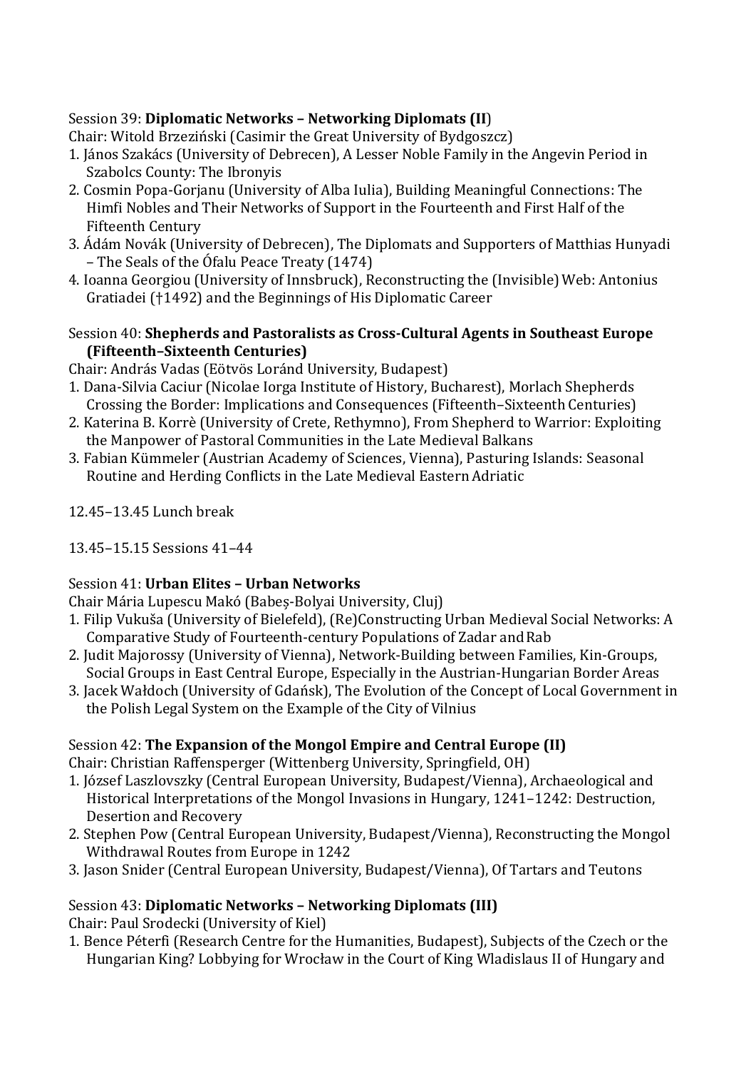Session 39: **Diplomatic Networks – Networking Diplomats (II**)

Chair: Witold Brzeziński (Casimir the Great University of Bydgoszcz)

1. János Szakács (University of Debrecen), A Lesser Noble Family in the Angevin Period in Szabolcs County: The Ibronyis
2. Cosmin Popa-Gorjanu (University of Alba Iulia), Building Meaningful Connections: The Himfi Nobles and Their Networks of Support in the Fourteenth and First Half of the Fifteenth Century
3. Ádám Novák (University of Debrecen), The Diplomats and Supporters of Matthias Hunyadi – The Seals of the Ófalu Peace Treaty (1474)
4. Ioanna Georgiou (University of Innsbruck), Reconstructing the (Invisible) Web: Antonius Gratiadei (†1492) and the Beginnings of His Diplomatic Career

Session 40: **Shepherds and Pastoralists as Cross-Cultural Agents in Southeast Europe (Fifteenth–Sixteenth Centuries)**

Chair: András Vadas (Eötvös Loránd University, Budapest)

1. Dana-Silvia Caciur (Nicolae Iorga Institute of History, Bucharest), Morlach Shepherds Crossing the Border: Implications and Consequences (Fifteenth–Sixteenth Centuries)
2. Katerina B. Korrè (University of Crete, Rethymno), From Shepherd to Warrior: Exploiting the Manpower of Pastoral Communities in the Late Medieval Balkans
3. Fabian Kümmeler (Austrian Academy of Sciences, Vienna), Pasturing Islands: Seasonal Routine and Herding Conflicts in the Late Medieval Eastern Adriatic

12.45–13.45 Lunch break

13.45–15.15 Sessions 41–44

Session 41: **Urban Elites – Urban Networks**

Chair Mária Lupescu Makó (Babeș-Bolyai University, Cluj)

1. Filip Vukuša (University of Bielefeld), (Re)Constructing Urban Medieval Social Networks: A Comparative Study of Fourteenth-century Populations of Zadar and Rab
2. Judit Majorossy (University of Vienna), Network-Building between Families, Kin-Groups, Social Groups in East Central Europe, Especially in the Austrian-Hungarian Border Areas
3. Jacek Wałdoch (University of Gdańsk), The Evolution of the Concept of Local Government in the Polish Legal System on the Example of the City of Vilnius

Session 42: **The Expansion of the Mongol Empire and Central Europe (II)**

Chair: Christian Raffensperger (Wittenberg University, Springfield, OH)

1. József Laszlovszky (Central European University, Budapest/Vienna), Archaeological and Historical Interpretations of the Mongol Invasions in Hungary, 1241–1242: Destruction, Desertion and Recovery
2. Stephen Pow (Central European University, Budapest/Vienna), Reconstructing the Mongol Withdrawal Routes from Europe in 1242
3. Jason Snider (Central European University, Budapest/Vienna), Of Tartars and Teutons

Session 43: **Diplomatic Networks – Networking Diplomats (III)**

Chair: Paul Srodecki (University of Kiel)

1. Bence Péterfi (Research Centre for the Humanities, Budapest), Subjects of the Czech or the Hungarian King? Lobbying for Wrocław in the Court of King Wladislaus II of Hungary and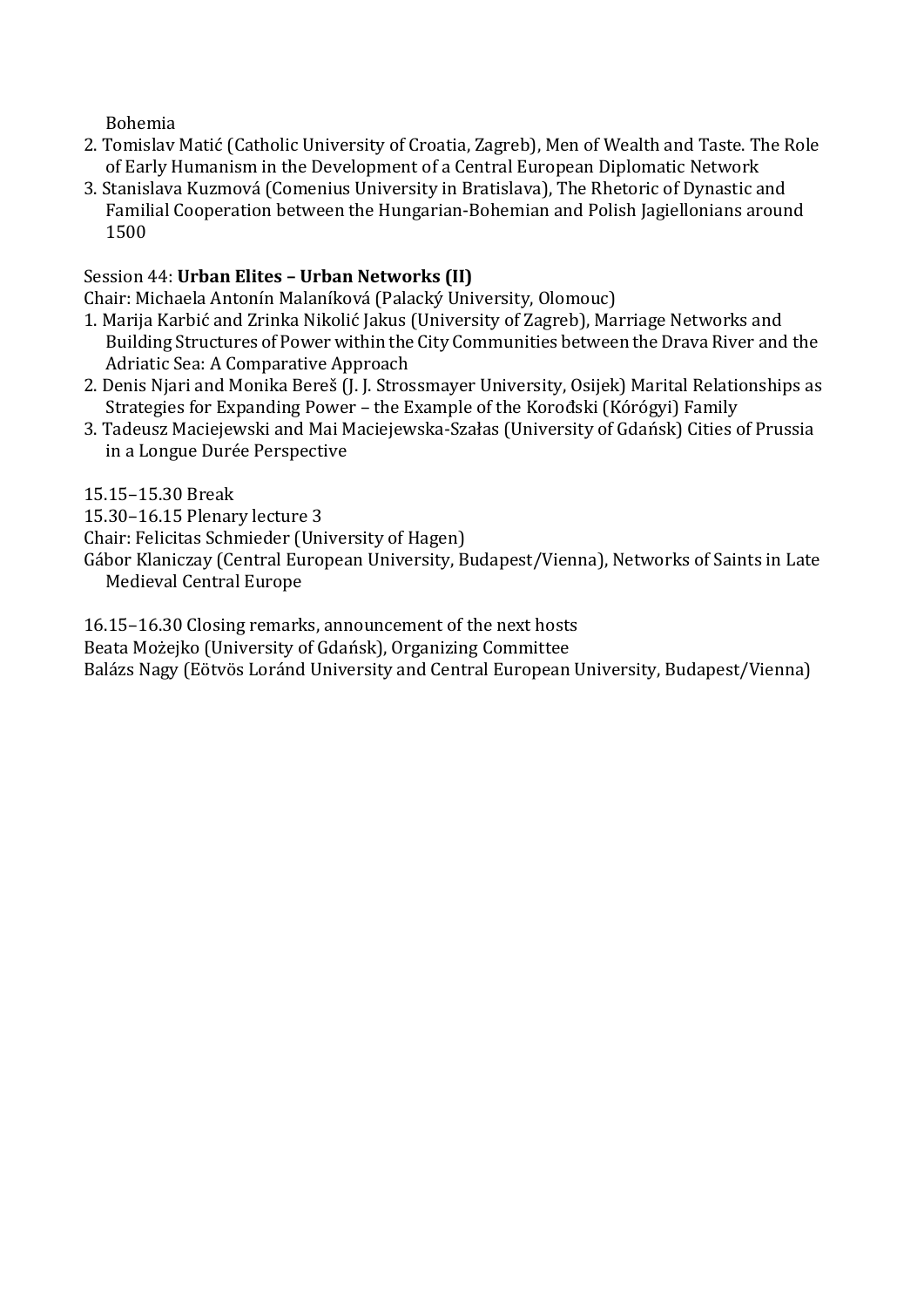Bohemia

2. Tomislav Matić (Catholic University of Croatia, Zagreb), Men of Wealth and Taste. The Role of Early Humanism in the Development of a Central European Diplomatic Network
3. Stanislava Kuzmová (Comenius University in Bratislava), The Rhetoric of Dynastic and Familial Cooperation between the Hungarian-Bohemian and Polish Jagiellonians around 1500

Session 44: **Urban Elites – Urban Networks (II)**

Chair: Michaela Antonín Malaníková (Palacký University, Olomouc)

1. Marija Karbić and Zrinka Nikolić Jakus (University of Zagreb), Marriage Networks and Building Structures of Power within the City Communities between the Drava River and the Adriatic Sea: A Comparative Approach
2. Denis Njari and Monika Bereš (J. J. Strossmayer University, Osijek) Marital Relationships as Strategies for Expanding Power – the Example of the Korođski (Kórógyi) Family
3. Tadeusz Maciejewski and Mai Maciejewska-Szałas (University of Gdańsk) Cities of Prussia in a Longue Durée Perspective

15.15–15.30 Break

15.30–16.15 Plenary lecture 3

Chair: Felicitas Schmieder (University of Hagen)

Gábor Klaniczay (Central European University, Budapest/Vienna), Networks of Saints in Late Medieval Central Europe

16.15–16.30 Closing remarks, announcement of the next hosts

Beata Możejko (University of Gdańsk), Organizing Committee

Balázs Nagy (Eötvös Loránd University and Central European University, Budapest/Vienna)